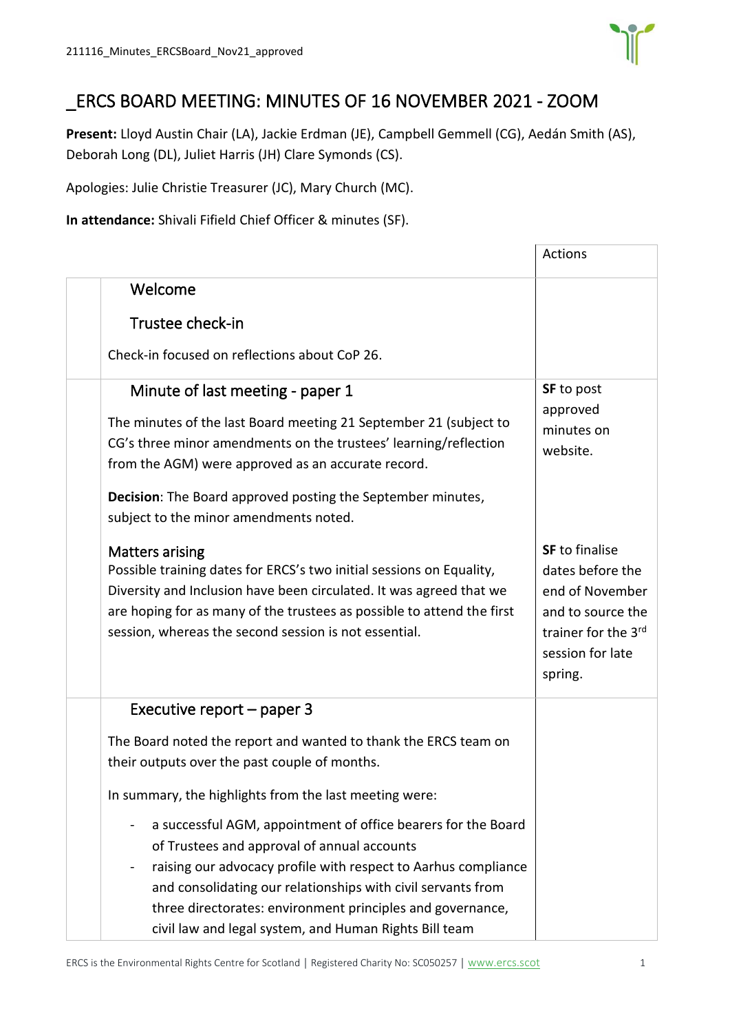# _ERCS BOARD MEETING: MINUTES OF 16 NOVEMBER 2021 - ZOOM

**Present:** Lloyd Austin Chair (LA), Jackie Erdman (JE), Campbell Gemmell (CG), Aedán Smith (AS), Deborah Long (DL), Juliet Harris (JH) Clare Symonds (CS).

Apologies: Julie Christie Treasurer (JC), Mary Church (MC).

**In attendance:** Shivali Fifield Chief Officer & minutes (SF).

| | | Actions |
|---|---|---|
| | **Welcome**<br><br>**Trustee check-in**<br><br>Check-in focused on reflections about CoP 26. | |
| | **Minute of last meeting - paper 1**<br><br>The minutes of the last Board meeting 21 September 21 (subject to CG's three minor amendments on the trustees' learning/reflection from the AGM) were approved as an accurate record.<br><br>**Decision**: The Board approved posting the September minutes, subject to the minor amendments noted. | **SF** to post approved minutes on website. |
| | **Matters arising**<br>Possible training dates for ERCS's two initial sessions on Equality, Diversity and Inclusion have been circulated. It was agreed that we are hoping for as many of the trustees as possible to attend the first session, whereas the second session is not essential. | **SF** to finalise dates before the end of November and to source the trainer for the 3rd session for late spring. |
| | **Executive report – paper 3**<br><br>The Board noted the report and wanted to thank the ERCS team on their outputs over the past couple of months.<br><br>In summary, the highlights from the last meeting were:<br><br>- a successful AGM, appointment of office bearers for the Board of Trustees and approval of annual accounts<br>- raising our advocacy profile with respect to Aarhus compliance and consolidating our relationships with civil servants from three directorates: environment principles and governance, civil law and legal system, and Human Rights Bill team | |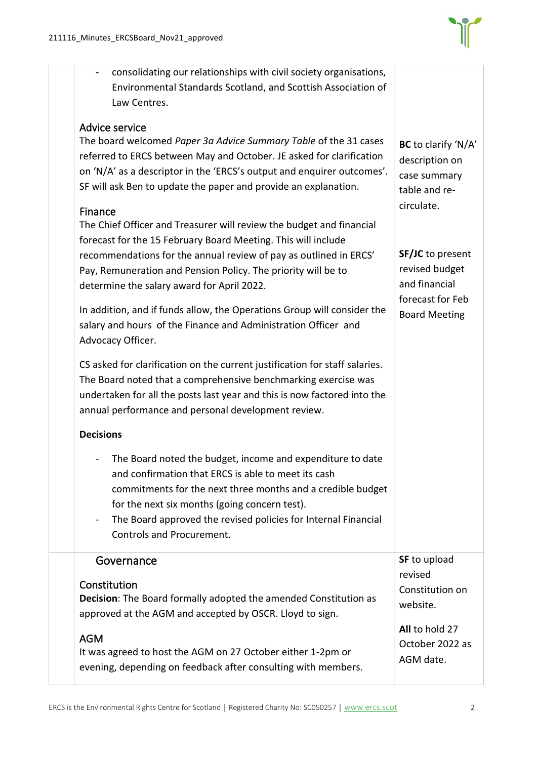| | | |
|---|---|---|
| | - consolidating our relationships with civil society organisations, Environmental Standards Scotland, and Scottish Association of Law Centres.<br><br>**Advice service**<br>The board welcomed *Paper 3a Advice Summary Table* of the 31 cases referred to ERCS between May and October. JE asked for clarification on 'N/A' as a descriptor in the 'ERCS's output and enquirer outcomes'. SF will ask Ben to update the paper and provide an explanation.<br><br>**Finance**<br>The Chief Officer and Treasurer will review the budget and financial forecast for the 15 February Board Meeting. This will include recommendations for the annual review of pay as outlined in ERCS' Pay, Remuneration and Pension Policy. The priority will be to determine the salary award for April 2022.<br><br>In addition, and if funds allow, the Operations Group will consider the salary and hours of the Finance and Administration Officer and Advocacy Officer.<br><br>CS asked for clarification on the current justification for staff salaries. The Board noted that a comprehensive benchmarking exercise was undertaken for all the posts last year and this is now factored into the annual performance and personal development review.<br><br>**Decisions**<br>- The Board noted the budget, income and expenditure to date and confirmation that ERCS is able to meet its cash commitments for the next three months and a credible budget for the next six months (going concern test).<br>- The Board approved the revised policies for Internal Financial Controls and Procurement. | **BC** to clarify 'N/A' description on case summary table and re-circulate.<br><br>**SF/JC** to present revised budget and financial forecast for Feb Board Meeting |
| | **Governance**<br><br>**Constitution**<br>**Decision**: The Board formally adopted the amended Constitution as approved at the AGM and accepted by OSCR. Lloyd to sign.<br><br>**AGM**<br>It was agreed to host the AGM on 27 October either 1-2pm or evening, depending on feedback after consulting with members. | **SF** to upload revised Constitution on website.<br><br>**All** to hold 27 October 2022 as AGM date. |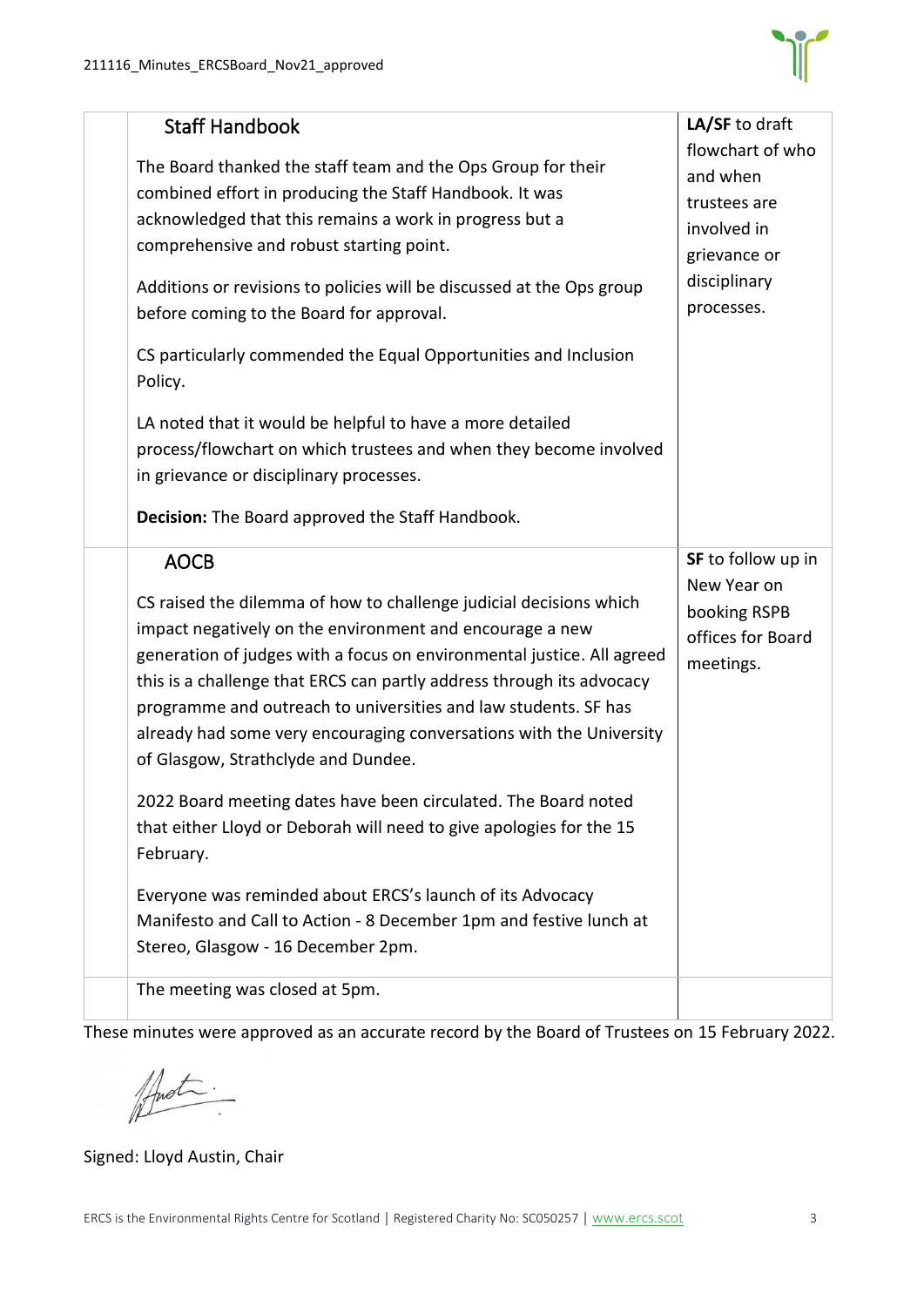| | | |
|---|---|---|
| | **Staff Handbook**<br><br>The Board thanked the staff team and the Ops Group for their combined effort in producing the Staff Handbook. It was acknowledged that this remains a work in progress but a comprehensive and robust starting point.<br><br>Additions or revisions to policies will be discussed at the Ops group before coming to the Board for approval.<br><br>CS particularly commended the Equal Opportunities and Inclusion Policy.<br><br>LA noted that it would be helpful to have a more detailed process/flowchart on which trustees and when they become involved in grievance or disciplinary processes.<br><br>**Decision:** The Board approved the Staff Handbook. | **LA/SF** to draft flowchart of who and when trustees are involved in grievance or disciplinary processes. |
| | **AOCB**<br><br>CS raised the dilemma of how to challenge judicial decisions which impact negatively on the environment and encourage a new generation of judges with a focus on environmental justice. All agreed this is a challenge that ERCS can partly address through its advocacy programme and outreach to universities and law students. SF has already had some very encouraging conversations with the University of Glasgow, Strathclyde and Dundee.<br><br>2022 Board meeting dates have been circulated. The Board noted that either Lloyd or Deborah will need to give apologies for the 15 February.<br><br>Everyone was reminded about ERCS's launch of its Advocacy Manifesto and Call to Action - 8 December 1pm and festive lunch at Stereo, Glasgow - 16 December 2pm. | **SF** to follow up in New Year on booking RSPB offices for Board meetings. |
| | The meeting was closed at 5pm. | |

These minutes were approved as an accurate record by the Board of Trustees on 15 February 2022.

Signed: Lloyd Austin, Chair